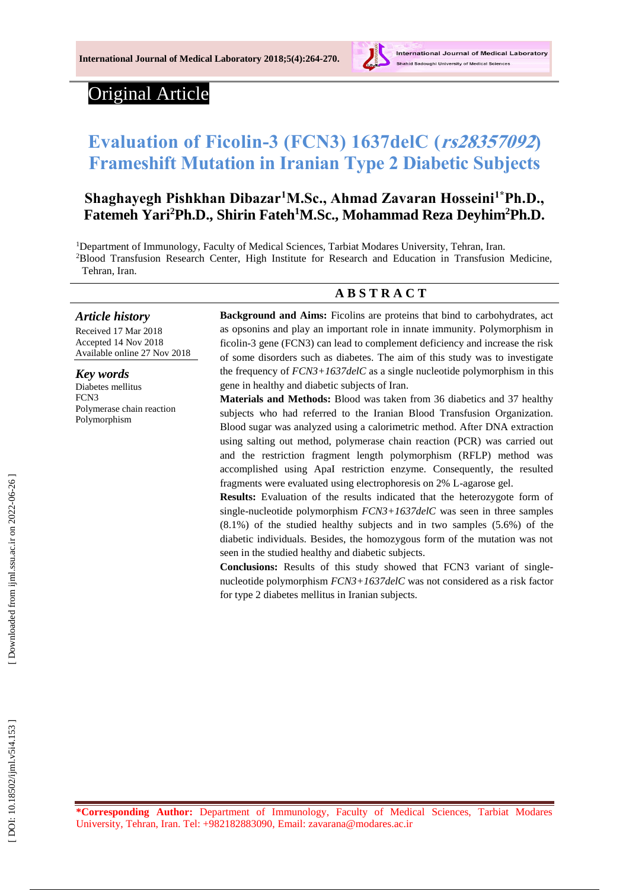Original Article

# Evaluation of Ficolin-3 (FCN3) 1637delC (*rs28357092*) Frameshift Mutation in Iranian Type 2 Diabetic Subjects

**Shaghayegh Pishkhan Dibazar[1]M.Sc., Ahmad Zavaran Hosseini[1*]Ph.D., Fatemeh Yari[2]Ph.D., Shirin Fateh[1]M.Sc., Mohammad Reza Deyhim[2]Ph.D.**

[1]Department of Immunology, Faculty of Medical Sciences, Tarbiat Modares University, Tehran, Iran.
[2]Blood Transfusion Research Center, High Institute for Research and Education in Transfusion Medicine, Tehran, Iran.

## ABSTRACT

***Article history***
Received 17 Mar 2018
Accepted 14 Nov 2018
Available online 27 Nov 2018

***Key words***
Diabetes mellitus
FCN3
Polymerase chain reaction
Polymorphism

**Background and Aims:** Ficolins are proteins that bind to carbohydrates, act as opsonins and play an important role in innate immunity. Polymorphism in ficolin-3 gene (FCN3) can lead to complement deficiency and increase the risk of some disorders such as diabetes. The aim of this study was to investigate the frequency of *FCN3+1637delC* as a single nucleotide polymorphism in this gene in healthy and diabetic subjects of Iran.

**Materials and Methods:** Blood was taken from 36 diabetics and 37 healthy subjects who had referred to the Iranian Blood Transfusion Organization. Blood sugar was analyzed using a calorimetric method. After DNA extraction using salting out method, polymerase chain reaction (PCR) was carried out and the restriction fragment length polymorphism (RFLP) method was accomplished using ApaI restriction enzyme. Consequently, the resulted fragments were evaluated using electrophoresis on 2% L-agarose gel.

**Results:** Evaluation of the results indicated that the heterozygote form of single-nucleotide polymorphism *FCN3+1637delC* was seen in three samples (8.1%) of the studied healthy subjects and in two samples (5.6%) of the diabetic individuals. Besides, the homozygous form of the mutation was not seen in the studied healthy and diabetic subjects.

**Conclusions:** Results of this study showed that FCN3 variant of single-nucleotide polymorphism *FCN3+1637delC* was not considered as a risk factor for type 2 diabetes mellitus in Iranian subjects.

**\*Corresponding Author:** Department of Immunology, Faculty of Medical Sciences, Tarbiat Modares University, Tehran, Iran. Tel: +982182883090, Email: zavarana@modares.ac.ir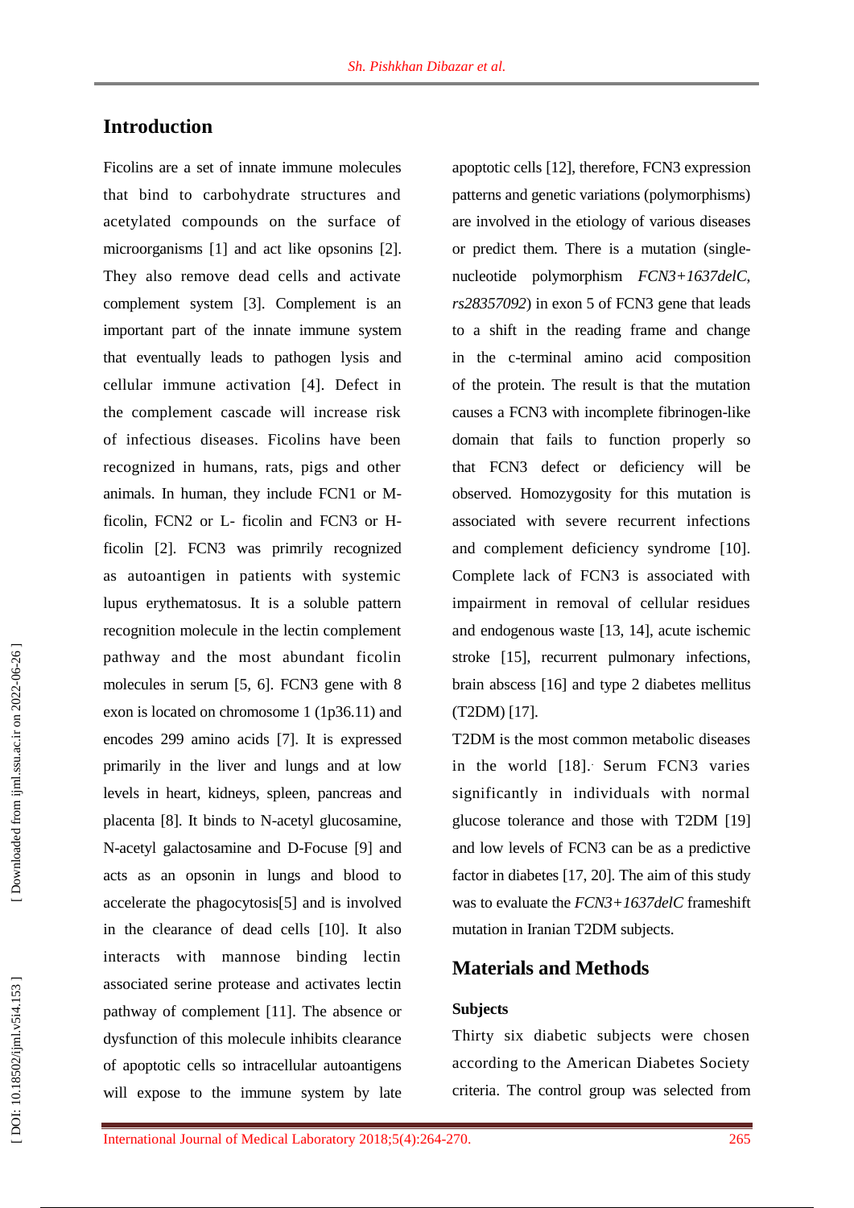## Introduction

Ficolins are a set of innate immune molecules that bind to carbohydrate structures and acetylated compounds on the surface of microorganisms [1] and act like opsonins [2]. They also remove dead cells and activate complement system [3]. Complement is an important part of the innate immune system that eventually leads to pathogen lysis and cellular immune activation [4]. Defect in the complement cascade will increase risk of infectious diseases. Ficolins have been recognized in humans, rats, pigs and other animals. In human, they include FCN1 or M-ficolin, FCN2 or L- ficolin and FCN3 or H-ficolin [2]. FCN3 was primrily recognized as autoantigen in patients with systemic lupus erythematosus. It is a soluble pattern recognition molecule in the lectin complement pathway and the most abundant ficolin molecules in serum [5, 6]. FCN3 gene with 8 exon is located on chromosome 1 (1p36.11) and encodes 299 amino acids [7]. It is expressed primarily in the liver and lungs and at low levels in heart, kidneys, spleen, pancreas and placenta [8]. It binds to N-acetyl glucosamine, N-acetyl galactosamine and D-Focuse [9] and acts as an opsonin in lungs and blood to accelerate the phagocytosis[5] and is involved in the clearance of dead cells [10]. It also interacts with mannose binding lectin associated serine protease and activates lectin pathway of complement [11]. The absence or dysfunction of this molecule inhibits clearance of apoptotic cells so intracellular autoantigens will expose to the immune system by late apoptotic cells [12], therefore, FCN3 expression patterns and genetic variations (polymorphisms) are involved in the etiology of various diseases or predict them. There is a mutation (single-nucleotide polymorphism *FCN3+1637delC, rs28357092*) in exon 5 of FCN3 gene that leads to a shift in the reading frame and change in the c-terminal amino acid composition of the protein. The result is that the mutation causes a FCN3 with incomplete fibrinogen-like domain that fails to function properly so that FCN3 defect or deficiency will be observed. Homozygosity for this mutation is associated with severe recurrent infections and complement deficiency syndrome [10]. Complete lack of FCN3 is associated with impairment in removal of cellular residues and endogenous waste [13, 14], acute ischemic stroke [15], recurrent pulmonary infections, brain abscess [16] and type 2 diabetes mellitus (T2DM) [17].

T2DM is the most common metabolic diseases in the world [18]. Serum FCN3 varies significantly in individuals with normal glucose tolerance and those with T2DM [19] and low levels of FCN3 can be as a predictive factor in diabetes [17, 20]. The aim of this study was to evaluate the *FCN3+1637delC* frameshift mutation in Iranian T2DM subjects.

## Materials and Methods

### Subjects

Thirty six diabetic subjects were chosen according to the American Diabetes Society criteria. The control group was selected from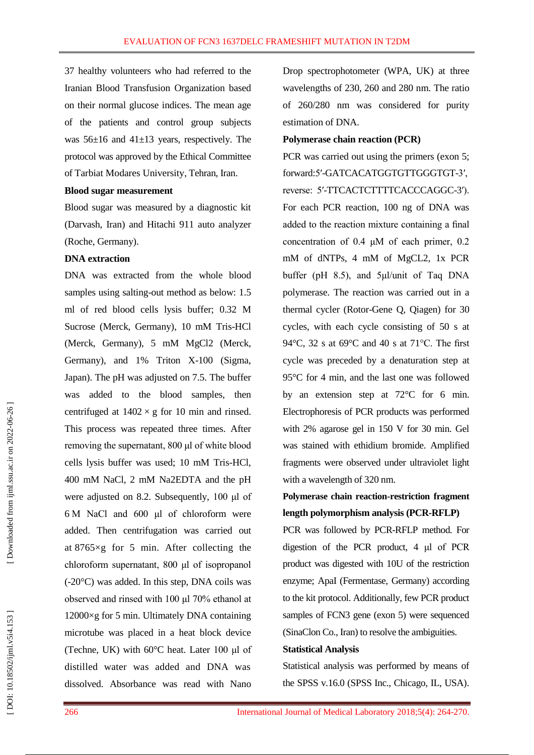37 healthy volunteers who had referred to the Iranian Blood Transfusion Organization based on their normal glucose indices. The mean age of the patients and control group subjects was 56±16 and 41±13 years, respectively. The protocol was approved by the Ethical Committee of Tarbiat Modares University, Tehran, Iran.

**Blood sugar measurement**

Blood sugar was measured by a diagnostic kit (Darvash, Iran) and Hitachi 911 auto analyzer (Roche, Germany).

**DNA extraction**

DNA was extracted from the whole blood samples using salting-out method as below: 1.5 ml of red blood cells lysis buffer; 0.32 M Sucrose (Merck, Germany), 10 mM Tris-HCl (Merck, Germany), 5 mM $MgCl_2$ (Merck, Germany), and 1% Triton X-100 (Sigma, Japan). The pH was adjusted on 7.5. The buffer was added to the blood samples, then centrifuged at 1402 × g for 10 min and rinsed. This process was repeated three times. After removing the supernatant, 800 µl of white blood cells lysis buffer was used; 10 mM Tris-HCl, 400 mM NaCl, 2 mM $Na_2EDTA$ and the pH were adjusted on 8.2. Subsequently, 100 µl of 6 M NaCl and 600 µl of chloroform were added. Then centrifugation was carried out at 8765×g for 5 min. After collecting the chloroform supernatant, 800 µl of isopropanol (-20°C) was added. In this step, DNA coils was observed and rinsed with 100 µl 70% ethanol at 12000×g for 5 min. Ultimately DNA containing microtube was placed in a heat block device (Techne, UK) with 60°C heat. Later 100 µl of distilled water was added and DNA was dissolved. Absorbance was read with Nano Drop spectrophotometer (WPA, UK) at three wavelengths of 230, 260 and 280 nm. The ratio of 260/280 nm was considered for purity estimation of DNA.

**Polymerase chain reaction (PCR)**

PCR was carried out using the primers (exon 5; forward:5′-GATCACATGGTGTTGGGTGT-3′, reverse: 5′-TTCACTCTTTTCACCCAGGC-3′). For each PCR reaction, 100 ng of DNA was added to the reaction mixture containing a final concentration of 0.4 µM of each primer, 0.2 mM of dNTPs, 4 mM of $MgCL_2$, 1x PCR buffer (pH 8.5), and 5µl/unit of Taq DNA polymerase. The reaction was carried out in a thermal cycler (Rotor-Gene Q, Qiagen) for 30 cycles, with each cycle consisting of 50 s at 94°C, 32 s at 69°C and 40 s at 71°C. The first cycle was preceded by a denaturation step at 95°C for 4 min, and the last one was followed by an extension step at 72°C for 6 min. Electrophoresis of PCR products was performed with 2% agarose gel in 150 V for 30 min. Gel was stained with ethidium bromide. Amplified fragments were observed under ultraviolet light with a wavelength of 320 nm.

**Polymerase chain reaction-restriction fragment length polymorphism analysis (PCR-RFLP)**

PCR was followed by PCR-RFLP method. For digestion of the PCR product, 4 µl of PCR product was digested with 10U of the restriction enzyme; ApaI (Fermentase, Germany) according to the kit protocol. Additionally, few PCR product samples of FCN3 gene (exon 5) were sequenced (SinaClon Co., Iran) to resolve the ambiguities.

**Statistical Analysis**

Statistical analysis was performed by means of the SPSS v.16.0 (SPSS Inc., Chicago, IL, USA).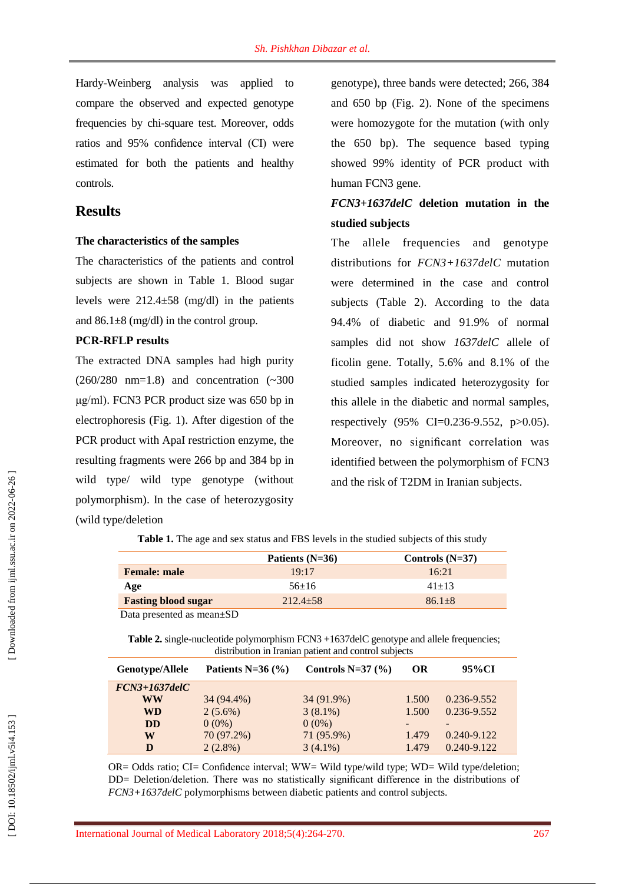Hardy-Weinberg analysis was applied to compare the observed and expected genotype frequencies by chi-square test. Moreover, odds ratios and 95% confidence interval (CI) were estimated for both the patients and healthy controls.

## Results

### The characteristics of the samples

The characteristics of the patients and control subjects are shown in Table 1. Blood sugar levels were 212.4±58 (mg/dl) in the patients and 86.1±8 (mg/dl) in the control group.

### PCR-RFLP results

The extracted DNA samples had high purity (260/280 nm=1.8) and concentration (~300 μg/ml). FCN3 PCR product size was 650 bp in electrophoresis (Fig. 1). After digestion of the PCR product with ApaI restriction enzyme, the resulting fragments were 266 bp and 384 bp in wild type/ wild type genotype (without polymorphism). In the case of heterozygosity (wild type/deletion genotype), three bands were detected; 266, 384 and 650 bp (Fig. 2). None of the specimens were homozygote for the mutation (with only the 650 bp). The sequence based typing showed 99% identity of PCR product with human FCN3 gene.

### *FCN3+1637delC* deletion mutation in the studied subjects

The allele frequencies and genotype distributions for *FCN3+1637delC* mutation were determined in the case and control subjects (Table 2). According to the data 94.4% of diabetic and 91.9% of normal samples did not show *1637delC* allele of ficolin gene. Totally, 5.6% and 8.1% of the studied samples indicated heterozygosity for this allele in the diabetic and normal samples, respectively (95% CI=0.236-9.552, p>0.05). Moreover, no significant correlation was identified between the polymorphism of FCN3 and the risk of T2DM in Iranian subjects.

**Table 1.** The age and sex status and FBS levels in the studied subjects of this study

| | Patients (N=36) | Controls (N=37) |
|---|---|---|
| **Female: male** | 19:17 | 16:21 |
| **Age** | 56±16 | 41±13 |
| **Fasting blood sugar** | 212.4±58 | 86.1±8 |

Data presented as mean±SD

**Table 2.** single-nucleotide polymorphism FCN3 +1637delC genotype and allele frequencies; distribution in Iranian patient and control subjects

| Genotype/Allele | Patients N=36 (%) | Controls N=37 (%) | OR | 95%CI |
|---|---|---|---|---|
| ***FCN3+1637delC*** | | | | |
| **WW** | 34 (94.4%) | 34 (91.9%) | 1.500 | 0.236-9.552 |
| **WD** | 2 (5.6%) | 3 (8.1%) | 1.500 | 0.236-9.552 |
| **DD** | 0 (0%) | 0 (0%) | - | - |
| **W** | 70 (97.2%) | 71 (95.9%) | 1.479 | 0.240-9.122 |
| **D** | 2 (2.8%) | 3 (4.1%) | 1.479 | 0.240-9.122 |

OR= Odds ratio; CI= Confidence interval; WW= Wild type/wild type; WD= Wild type/deletion; DD= Deletion/deletion. There was no statistically significant difference in the distributions of *FCN3+1637delC* polymorphisms between diabetic patients and control subjects.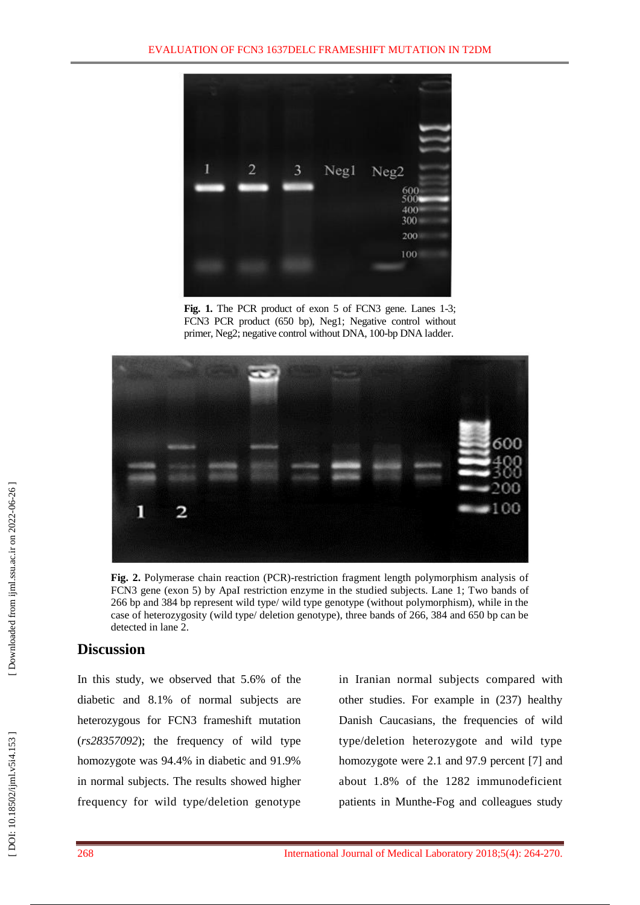**Fig. 1.** The PCR product of exon 5 of FCN3 gene. Lanes 1-3; FCN3 PCR product (650 bp), Neg1; Negative control without primer, Neg2; negative control without DNA, 100-bp DNA ladder.

**Fig. 2.** Polymerase chain reaction (PCR)-restriction fragment length polymorphism analysis of FCN3 gene (exon 5) by ApaI restriction enzyme in the studied subjects. Lane 1; Two bands of 266 bp and 384 bp represent wild type/ wild type genotype (without polymorphism), while in the case of heterozygosity (wild type/ deletion genotype), three bands of 266, 384 and 650 bp can be detected in lane 2.

## Discussion

In this study, we observed that 5.6% of the diabetic and 8.1% of normal subjects are heterozygous for FCN3 frameshift mutation (*rs28357092*); the frequency of wild type homozygote was 94.4% in diabetic and 91.9% in normal subjects. The results showed higher frequency for wild type/deletion genotype in Iranian normal subjects compared with other studies. For example in (237) healthy Danish Caucasians, the frequencies of wild type/deletion heterozygote and wild type homozygote were 2.1 and 97.9 percent [7] and about 1.8% of the 1282 immunodeficient patients in Munthe-Fog and colleagues study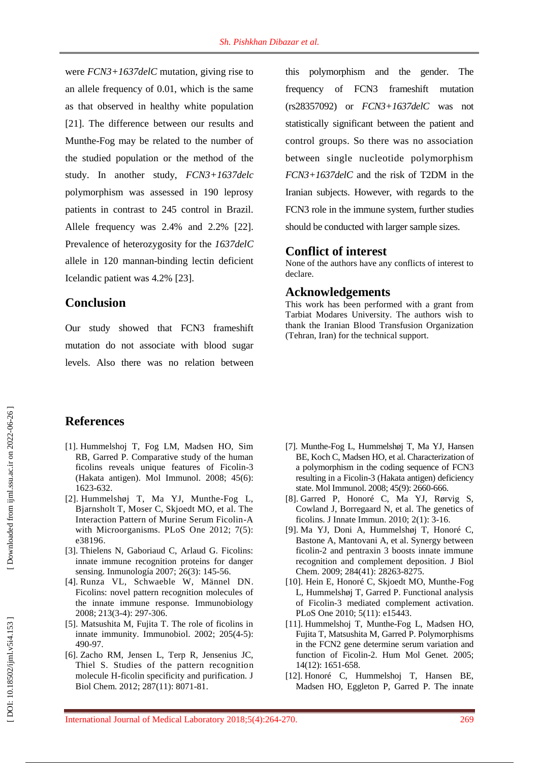were *FCN3+1637delC* mutation, giving rise to an allele frequency of 0.01, which is the same as that observed in healthy white population [21]. The difference between our results and Munthe-Fog may be related to the number of the studied population or the method of the study. In another study, *FCN3+1637delc* polymorphism was assessed in 190 leprosy patients in contrast to 245 control in Brazil. Allele frequency was 2.4% and 2.2% [22]. Prevalence of heterozygosity for the *1637delC* allele in 120 mannan-binding lectin deficient Icelandic patient was 4.2% [23].

## Conclusion

Our study showed that FCN3 frameshift mutation do not associate with blood sugar levels. Also there was no relation between this polymorphism and the gender. The frequency of FCN3 frameshift mutation (rs28357092) or *FCN3+1637delC* was not statistically significant between the patient and control groups. So there was no association between single nucleotide polymorphism *FCN3+1637delC* and the risk of T2DM in the Iranian subjects. However, with regards to the FCN3 role in the immune system, further studies should be conducted with larger sample sizes.

## Conflict of interest

None of the authors have any conflicts of interest to declare.

## Acknowledgements

This work has been performed with a grant from Tarbiat Modares University. The authors wish to thank the Iranian Blood Transfusion Organization (Tehran, Iran) for the technical support.

## References

[1]. Hummelshoj T, Fog LM, Madsen HO, Sim RB, Garred P. Comparative study of the human ficolins reveals unique features of Ficolin-3 (Hakata antigen). Mol Immunol. 2008; 45(6): 1623-632.

[2]. Hummelshøj T, Ma YJ, Munthe-Fog L, Bjarnsholt T, Moser C, Skjoedt MO, et al. The Interaction Pattern of Murine Serum Ficolin-A with Microorganisms. PLoS One 2012; 7(5): e38196.

[3]. Thielens N, Gaboriaud C, Arlaud G. Ficolins: innate immune recognition proteins for danger sensing. Inmunología 2007; 26(3): 145-56.

[4]. Runza VL, Schwaeble W, Männel DN. Ficolins: novel pattern recognition molecules of the innate immune response. Immunobiology 2008; 213(3-4): 297-306.

[5]. Matsushita M, Fujita T. The role of ficolins in innate immunity. Immunobiol. 2002; 205(4-5): 490-97.

[6]. Zacho RM, Jensen L, Terp R, Jensenius JC, Thiel S. Studies of the pattern recognition molecule H-ficolin specificity and purification. J Biol Chem. 2012; 287(11): 8071-81.

[7]. Munthe-Fog L, Hummelshøj T, Ma YJ, Hansen BE, Koch C, Madsen HO, et al. Characterization of a polymorphism in the coding sequence of FCN3 resulting in a Ficolin-3 (Hakata antigen) deficiency state. Mol Immunol. 2008; 45(9): 2660-666.

[8]. Garred P, Honoré C, Ma YJ, Rørvig S, Cowland J, Borregaard N, et al. The genetics of ficolins. J Innate Immun. 2010; 2(1): 3-16.

[9]. Ma YJ, Doni A, Hummelshøj T, Honoré C, Bastone A, Mantovani A, et al. Synergy between ficolin-2 and pentraxin 3 boosts innate immune recognition and complement deposition. J Biol Chem. 2009; 284(41): 28263-8275.

[10]. Hein E, Honoré C, Skjoedt MO, Munthe-Fog L, Hummelshøj T, Garred P. Functional analysis of Ficolin-3 mediated complement activation. PLoS One 2010; 5(11): e15443.

[11]. Hummelshoj T, Munthe-Fog L, Madsen HO, Fujita T, Matsushita M, Garred P. Polymorphisms in the FCN2 gene determine serum variation and function of Ficolin-2. Hum Mol Genet. 2005; 14(12): 1651-658.

[12]. Honoré C, Hummelshoj T, Hansen BE, Madsen HO, Eggleton P, Garred P. The innate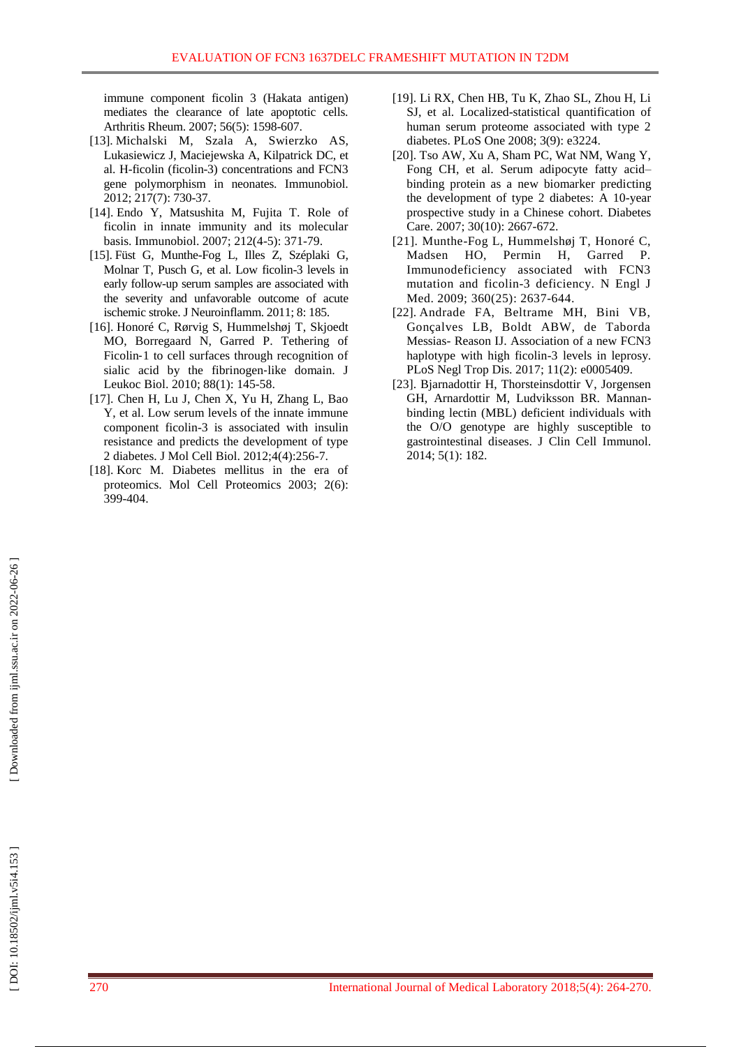immune component ficolin 3 (Hakata antigen) mediates the clearance of late apoptotic cells. Arthritis Rheum. 2007; 56(5): 1598-607.

[13]. Michalski M, Szala A, Swierzko AS, Lukasiewicz J, Maciejewska A, Kilpatrick DC, et al. H-ficolin (ficolin-3) concentrations and FCN3 gene polymorphism in neonates. Immunobiol. 2012; 217(7): 730-37.

[14]. Endo Y, Matsushita M, Fujita T. Role of ficolin in innate immunity and its molecular basis. Immunobiol. 2007; 212(4-5): 371-79.

[15]. Füst G, Munthe-Fog L, Illes Z, Széplaki G, Molnar T, Pusch G, et al. Low ficolin-3 levels in early follow-up serum samples are associated with the severity and unfavorable outcome of acute ischemic stroke. J Neuroinflamm. 2011; 8: 185.

[16]. Honoré C, Rørvig S, Hummelshøj T, Skjoedt MO, Borregaard N, Garred P. Tethering of Ficolin-1 to cell surfaces through recognition of sialic acid by the fibrinogen-like domain. J Leukoc Biol. 2010; 88(1): 145-58.

[17]. Chen H, Lu J, Chen X, Yu H, Zhang L, Bao Y, et al. Low serum levels of the innate immune component ficolin-3 is associated with insulin resistance and predicts the development of type 2 diabetes. J Mol Cell Biol. 2012;4(4):256-7.

[18]. Korc M. Diabetes mellitus in the era of proteomics. Mol Cell Proteomics 2003; 2(6): 399-404.

[19]. Li RX, Chen HB, Tu K, Zhao SL, Zhou H, Li SJ, et al. Localized-statistical quantification of human serum proteome associated with type 2 diabetes. PLoS One 2008; 3(9): e3224.

[20]. Tso AW, Xu A, Sham PC, Wat NM, Wang Y, Fong CH, et al. Serum adipocyte fatty acid–binding protein as a new biomarker predicting the development of type 2 diabetes: A 10-year prospective study in a Chinese cohort. Diabetes Care. 2007; 30(10): 2667-672.

[21]. Munthe-Fog L, Hummelshøj T, Honoré C, Madsen HO, Permin H, Garred P. Immunodeficiency associated with FCN3 mutation and ficolin-3 deficiency. N Engl J Med. 2009; 360(25): 2637-644.

[22]. Andrade FA, Beltrame MH, Bini VB, Gonçalves LB, Boldt ABW, de Taborda Messias- Reason IJ. Association of a new FCN3 haplotype with high ficolin-3 levels in leprosy. PLoS Negl Trop Dis. 2017; 11(2): e0005409.

[23]. Bjarnadottir H, Thorsteinsdottir V, Jorgensen GH, Arnardottir M, Ludviksson BR. Mannan-binding lectin (MBL) deficient individuals with the O/O genotype are highly susceptible to gastrointestinal diseases. J Clin Cell Immunol. 2014; 5(1): 182.